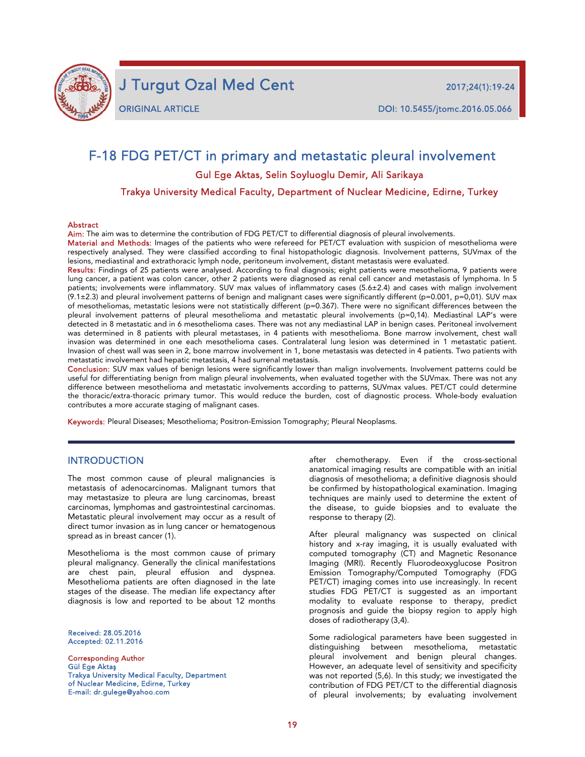# F-18 FDG PET/CT in primary and metastatic pleural involvement

Gul Ege Aktas, Selin Soyluoglu Demir, Ali Sarikaya

Trakya University Medical Faculty, Department of Nuclear Medicine, Edirne, Turkey

## Abstract

**Aim:** The aim was to determine the contribution of FDG PET/CT to differential diagnosis of pleural involvements.

**Material and Methods:** Images of the patients who were refereed for PET/CT evaluation with suspicion of mesothelioma were respectively analysed. They were classified according to final histopathologic diagnosis. Involvement patterns, SUVmax of the lesions, mediastinal and extrathoracic lymph node, peritoneum involvement, distant metastasis were evaluated.

**Results:** Findings of 25 patients were analysed. According to final diagnosis; eight patients were mesothelioma, 9 patients were lung cancer, a patient was colon cancer, other 2 patients were diagnosed as renal cell cancer and metastasis of lymphoma. In 5 patients; involvements were inflammatory. SUV max values of inflammatory cases (5.6±2.4) and cases with malign involvement (9.1±2.3) and pleural involvement patterns of benign and malignant cases were significantly different (p=0.001, p=0,01). SUV max of mesotheliomas, metastatic lesions were not statistically different (p=0.367). There were no significant differences between the pleural involvement patterns of pleural mesothelioma and metastatic pleural involvements (p=0,14). Mediastinal LAP's were detected in 8 metastatic and in 6 mesothelioma cases. There was not any mediastinal LAP in benign cases. Peritoneal involvement was determined in 8 patients with pleural metastases, in 4 patients with mesothelioma. Bone marrow involvement, chest wall invasion was determined in one each mesothelioma cases. Contralateral lung lesion was determined in 1 metastatic patient. Invasion of chest wall was seen in 2, bone marrow involvement in 1, bone metastasis was detected in 4 patients. Two patients with metastatic involvement had hepatic metastasis, 4 had surrenal metastasis.

**Conclusion:** SUV max values of benign lesions were significantly lower than malign involvements. Involvement patterns could be useful for differentiating benign from malign pleural involvements, when evaluated together with the SUVmax. There was not any difference between mesothelioma and metastatic involvements according to patterns, SUVmax values. PET/CT could determine the thoracic/extra-thoracic primary tumor. This would reduce the burden, cost of diagnostic process. Whole-body evaluation contributes a more accurate staging of malignant cases.

**Keywords:** Pleural Diseases; Mesothelioma; Positron-Emission Tomography; Pleural Neoplasms.

## INTRODUCTION

The most common cause of pleural malignancies is metastasis of adenocarcinomas. Malignant tumors that may metastasize to pleura are lung carcinomas, breast carcinomas, lymphomas and gastrointestinal carcinomas. Metastatic pleural involvement may occur as a result of direct tumor invasion as in lung cancer or hematogenous spread as in breast cancer (1).

Mesothelioma is the most common cause of primary pleural malignancy. Generally the clinical manifestations are chest pain, pleural effusion and dyspnea. Mesothelioma patients are often diagnosed in the late stages of the disease. The median life expectancy after diagnosis is low and reported to be about 12 months after chemotherapy. Even if the cross-sectional anatomical imaging results are compatible with an initial diagnosis of mesothelioma; a definitive diagnosis should be confirmed by histopathological examination. Imaging techniques are mainly used to determine the extent of the disease, to guide biopsies and to evaluate the response to therapy (2).

After pleural malignancy was suspected on clinical history and x-ray imaging, it is usually evaluated with computed tomography (CT) and Magnetic Resonance Imaging (MRI). Recently Fluorodeoxyglucose Positron Emission Tomography/Computed Tomography (FDG PET/CT) imaging comes into use increasingly. In recent studies FDG PET/CT is suggested as an important modality to evaluate response to therapy, predict prognosis and guide the biopsy region to apply high doses of radiotherapy (3,4).

Some radiological parameters have been suggested in distinguishing between mesothelioma, metastatic pleural involvement and benign pleural changes. However, an adequate level of sensitivity and specificity was not reported (5,6). In this study; we investigated the contribution of FDG PET/CT to the differential diagnosis of pleural involvements; by evaluating involvement

Received: 28.05.2016
Accepted: 02.11.2016

Corresponding Author
Gül Ege Aktaş
Trakya University Medical Faculty, Department of Nuclear Medicine, Edirne, Turkey
E-mail: dr.gulege@yahoo.com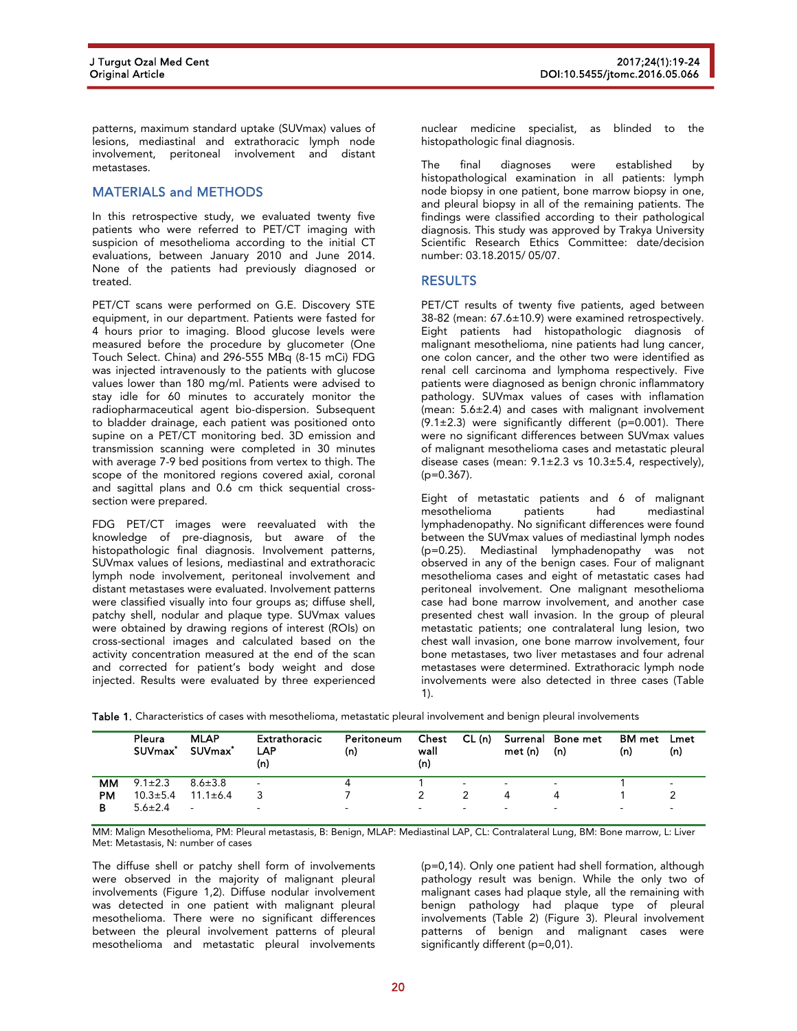patterns, maximum standard uptake (SUVmax) values of lesions, mediastinal and extrathoracic lymph node involvement, peritoneal involvement and distant metastases.

## MATERIALS and METHODS

In this retrospective study, we evaluated twenty five patients who were referred to PET/CT imaging with suspicion of mesothelioma according to the initial CT evaluations, between January 2010 and June 2014. None of the patients had previously diagnosed or treated.

PET/CT scans were performed on G.E. Discovery STE equipment, in our department. Patients were fasted for 4 hours prior to imaging. Blood glucose levels were measured before the procedure by glucometer (One Touch Select. China) and 296-555 MBq (8-15 mCi) FDG was injected intravenously to the patients with glucose values lower than 180 mg/ml. Patients were advised to stay idle for 60 minutes to accurately monitor the radiopharmaceutical agent bio-dispersion. Subsequent to bladder drainage, each patient was positioned onto supine on a PET/CT monitoring bed. 3D emission and transmission scanning were completed in 30 minutes with average 7-9 bed positions from vertex to thigh. The scope of the monitored regions covered axial, coronal and sagittal plans and 0.6 cm thick sequential cross-section were prepared.

FDG PET/CT images were reevaluated with the knowledge of pre-diagnosis, but aware of the histopathologic final diagnosis. Involvement patterns, SUVmax values of lesions, mediastinal and extrathoracic lymph node involvement, peritoneal involvement and distant metastases were evaluated. Involvement patterns were classified visually into four groups as; diffuse shell, patchy shell, nodular and plaque type. SUVmax values were obtained by drawing regions of interest (ROIs) on cross-sectional images and calculated based on the activity concentration measured at the end of the scan and corrected for patient's body weight and dose injected. Results were evaluated by three experienced nuclear medicine specialist, as blinded to the histopathologic final diagnosis.

The final diagnoses were established by histopathological examination in all patients: lymph node biopsy in one patient, bone marrow biopsy in one, and pleural biopsy in all of the remaining patients. The findings were classified according to their pathological diagnosis. This study was approved by Trakya University Scientific Research Ethics Committee: date/decision number: 03.18.2015/ 05/07.

## RESULTS

PET/CT results of twenty five patients, aged between 38-82 (mean: 67.6±10.9) were examined retrospectively. Eight patients had histopathologic diagnosis of malignant mesothelioma, nine patients had lung cancer, one colon cancer, and the other two were identified as renal cell carcinoma and lymphoma respectively. Five patients were diagnosed as benign chronic inflammatory pathology. SUVmax values of cases with inflamation (mean: 5.6±2.4) and cases with malignant involvement (9.1±2.3) were significantly different (p=0.001). There were no significant differences between SUVmax values of malignant mesothelioma cases and metastatic pleural disease cases (mean: 9.1±2.3 vs 10.3±5.4, respectively), (p=0.367).

Eight of metastatic patients and 6 of malignant mesothelioma patients had mediastinal lymphadenopathy. No significant differences were found between the SUVmax values of mediastinal lymph nodes (p=0.25). Mediastinal lymphadenopathy was not observed in any of the benign cases. Four of malignant mesothelioma cases and eight of metastatic cases had peritoneal involvement. One malignant mesothelioma case had bone marrow involvement, and another case presented chest wall invasion. In the group of pleural metastatic patients; one contralateral lung lesion, two chest wall invasion, one bone marrow involvement, four bone metastases, two liver metastases and four adrenal metastases were determined. Extrathoracic lymph node involvements were also detected in three cases (Table 1).

**Table 1.** Characteristics of cases with mesothelioma, metastatic pleural involvement and benign pleural involvements

| | Pleura SUVmax* | MLAP SUVmax* | Extrathoracic LAP (n) | Peritoneum (n) | Chest wall (n) | CL (n) | Surrenal met (n) | Bone met (n) | BM met (n) | Lmet (n) |
|---|---|---|---|---|---|---|---|---|---|---|
| MM | 9.1±2.3 | 8.6±3.8 | - | 4 | 1 | - | - | - | 1 | - |
| PM | 10.3±5.4 | 11.1±6.4 | 3 | 7 | 2 | 2 | 4 | 4 | 1 | 2 |
| B | 5.6±2.4 | - | - | - | - | - | - | - | - | - |

MM: Malign Mesothelioma, PM: Pleural metastasis, B: Benign, MLAP: Mediastinal LAP, CL: Contralateral Lung, BM: Bone marrow, L: Liver Met: Metastasis, N: number of cases

The diffuse shell or patchy shell form of involvements were observed in the majority of malignant pleural involvements (Figure 1,2). Diffuse nodular involvement was detected in one patient with malignant pleural mesothelioma. There were no significant differences between the pleural involvement patterns of pleural mesothelioma and metastatic pleural involvements (p=0,14). Only one patient had shell formation, although pathology result was benign. While the only two of malignant cases had plaque style, all the remaining with benign pathology had plaque type of pleural involvements (Table 2) (Figure 3). Pleural involvement patterns of benign and malignant cases were significantly different (p=0,01).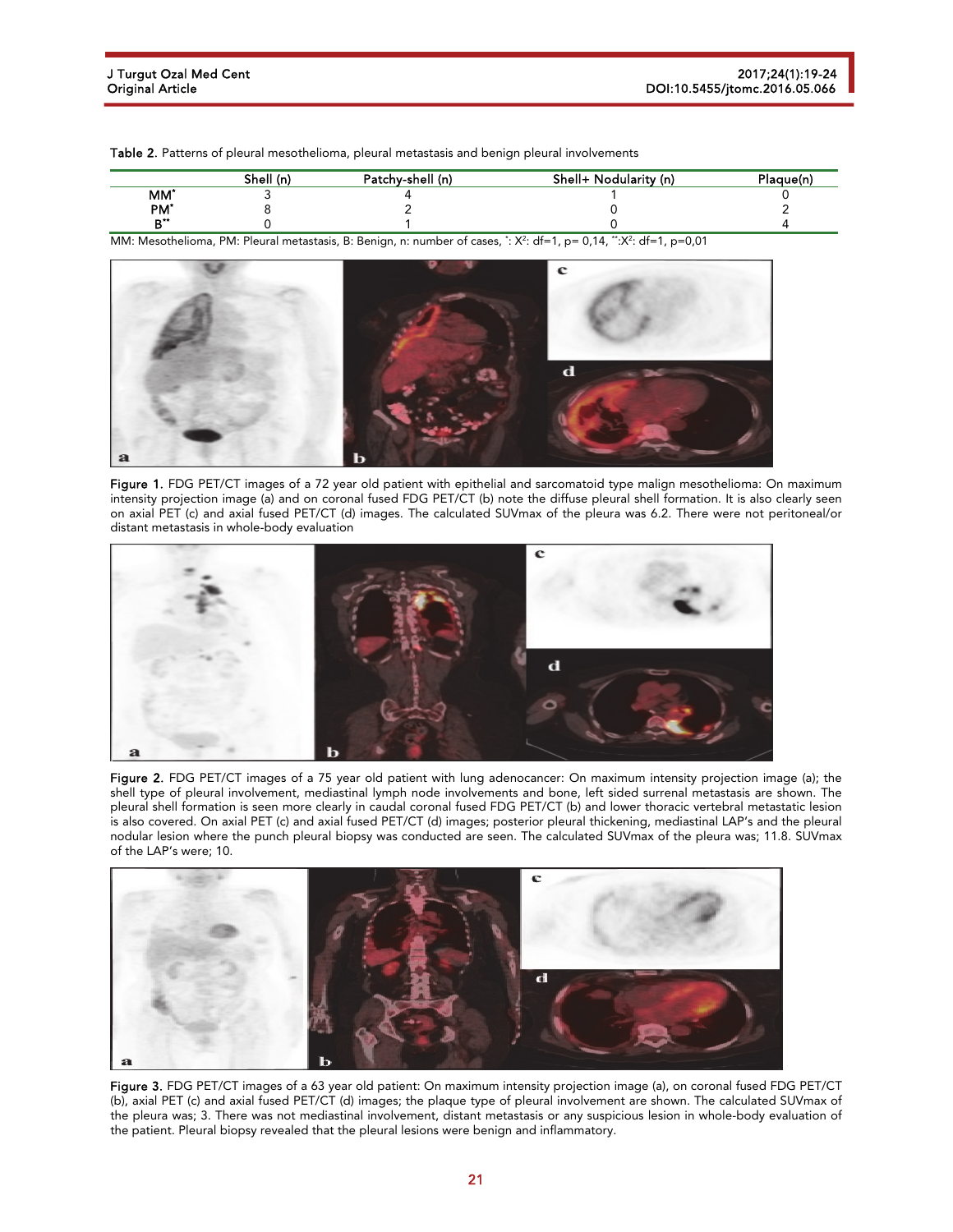Table 2. Patterns of pleural mesothelioma, pleural metastasis and benign pleural involvements

| | Shell (n) | Patchy-shell (n) | Shell+ Nodularity (n) | Plaque(n) |
|---|---|---|---|---|
| MM* | 3 | 4 | 1 | 0 |
| PM* | 8 | 2 | 0 | 2 |
| B** | 0 | 1 | 0 | 4 |

MM: Mesothelioma, PM: Pleural metastasis, B: Benign, n: number of cases, *: $X^2$: df=1, p= 0,14, **: $X^2$: df=1, p=0,01

Figure 1. FDG PET/CT images of a 72 year old patient with epithelial and sarcomatoid type malign mesothelioma: On maximum intensity projection image (a) and on coronal fused FDG PET/CT (b) note the diffuse pleural shell formation. It is also clearly seen on axial PET (c) and axial fused PET/CT (d) images. The calculated SUVmax of the pleura was 6.2. There were not peritoneal/or distant metastasis in whole-body evaluation

Figure 2. FDG PET/CT images of a 75 year old patient with lung adenocancer: On maximum intensity projection image (a); the shell type of pleural involvement, mediastinal lymph node involvements and bone, left sided surrenal metastasis are shown. The pleural shell formation is seen more clearly in caudal coronal fused FDG PET/CT (b) and lower thoracic vertebral metastatic lesion is also covered. On axial PET (c) and axial fused PET/CT (d) images; posterior pleural thickening, mediastinal LAP's and the pleural nodular lesion where the punch pleural biopsy was conducted are seen. The calculated SUVmax of the pleura was; 11.8. SUVmax of the LAP's were; 10.

Figure 3. FDG PET/CT images of a 63 year old patient: On maximum intensity projection image (a), on coronal fused FDG PET/CT (b), axial PET (c) and axial fused PET/CT (d) images; the plaque type of pleural involvement are shown. The calculated SUVmax of the pleura was; 3. There was not mediastinal involvement, distant metastasis or any suspicious lesion in whole-body evaluation of the patient. Pleural biopsy revealed that the pleural lesions were benign and inflammatory.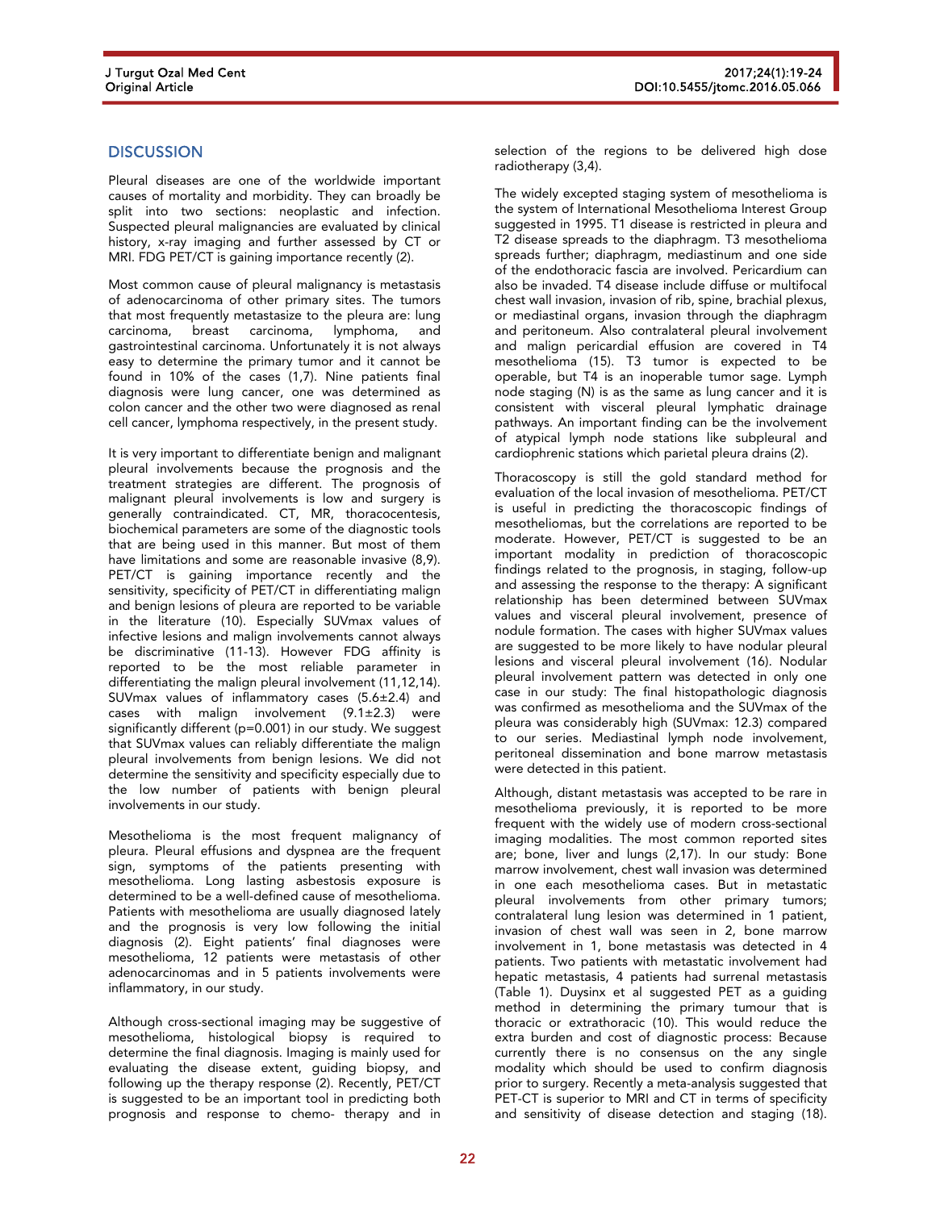## DISCUSSION

Pleural diseases are one of the worldwide important causes of mortality and morbidity. They can broadly be split into two sections: neoplastic and infection. Suspected pleural malignancies are evaluated by clinical history, x-ray imaging and further assessed by CT or MRI. FDG PET/CT is gaining importance recently (2).

Most common cause of pleural malignancy is metastasis of adenocarcinoma of other primary sites. The tumors that most frequently metastasize to the pleura are: lung carcinoma, breast carcinoma, lymphoma, and gastrointestinal carcinoma. Unfortunately it is not always easy to determine the primary tumor and it cannot be found in 10% of the cases (1,7). Nine patients final diagnosis were lung cancer, one was determined as colon cancer and the other two were diagnosed as renal cell cancer, lymphoma respectively, in the present study.

It is very important to differentiate benign and malignant pleural involvements because the prognosis and the treatment strategies are different. The prognosis of malignant pleural involvements is low and surgery is generally contraindicated. CT, MR, thoracocentesis, biochemical parameters are some of the diagnostic tools that are being used in this manner. But most of them have limitations and some are reasonable invasive (8,9). PET/CT is gaining importance recently and the sensitivity, specificity of PET/CT in differentiating malign and benign lesions of pleura are reported to be variable in the literature (10). Especially SUVmax values of infective lesions and malign involvements cannot always be discriminative (11-13). However FDG affinity is reported to be the most reliable parameter in differentiating the malign pleural involvement (11,12,14). SUVmax values of inflammatory cases (5.6±2.4) and cases with malign involvement (9.1±2.3) were significantly different (p=0.001) in our study. We suggest that SUVmax values can reliably differentiate the malign pleural involvements from benign lesions. We did not determine the sensitivity and specificity especially due to the low number of patients with benign pleural involvements in our study.

Mesothelioma is the most frequent malignancy of pleura. Pleural effusions and dyspnea are the frequent sign, symptoms of the patients presenting with mesothelioma. Long lasting asbestosis exposure is determined to be a well-defined cause of mesothelioma. Patients with mesothelioma are usually diagnosed lately and the prognosis is very low following the initial diagnosis (2). Eight patients' final diagnoses were mesothelioma, 12 patients were metastasis of other adenocarcinomas and in 5 patients involvements were inflammatory, in our study.

Although cross-sectional imaging may be suggestive of mesothelioma, histological biopsy is required to determine the final diagnosis. Imaging is mainly used for evaluating the disease extent, guiding biopsy, and following up the therapy response (2). Recently, PET/CT is suggested to be an important tool in predicting both prognosis and response to chemo- therapy and in selection of the regions to be delivered high dose radiotherapy (3,4).

The widely excepted staging system of mesothelioma is the system of International Mesothelioma Interest Group suggested in 1995. T1 disease is restricted in pleura and T2 disease spreads to the diaphragm. T3 mesothelioma spreads further; diaphragm, mediastinum and one side of the endothoracic fascia are involved. Pericardium can also be invaded. T4 disease include diffuse or multifocal chest wall invasion, invasion of rib, spine, brachial plexus, or mediastinal organs, invasion through the diaphragm and peritoneum. Also contralateral pleural involvement and malign pericardial effusion are covered in T4 mesothelioma (15). T3 tumor is expected to be operable, but T4 is an inoperable tumor sage. Lymph node staging (N) is as the same as lung cancer and it is consistent with visceral pleural lymphatic drainage pathways. An important finding can be the involvement of atypical lymph node stations like subpleural and cardiophrenic stations which parietal pleura drains (2).

Thoracoscopy is still the gold standard method for evaluation of the local invasion of mesothelioma. PET/CT is useful in predicting the thoracoscopic findings of mesotheliomas, but the correlations are reported to be moderate. However, PET/CT is suggested to be an important modality in prediction of thoracoscopic findings related to the prognosis, in staging, follow-up and assessing the response to the therapy: A significant relationship has been determined between SUVmax values and visceral pleural involvement, presence of nodule formation. The cases with higher SUVmax values are suggested to be more likely to have nodular pleural lesions and visceral pleural involvement (16). Nodular pleural involvement pattern was detected in only one case in our study: The final histopathologic diagnosis was confirmed as mesothelioma and the SUVmax of the pleura was considerably high (SUVmax: 12.3) compared to our series. Mediastinal lymph node involvement, peritoneal dissemination and bone marrow metastasis were detected in this patient.

Although, distant metastasis was accepted to be rare in mesothelioma previously, it is reported to be more frequent with the widely use of modern cross-sectional imaging modalities. The most common reported sites are; bone, liver and lungs (2,17). In our study: Bone marrow involvement, chest wall invasion was determined in one each mesothelioma cases. But in metastatic pleural involvements from other primary tumors; contralateral lung lesion was determined in 1 patient, invasion of chest wall was seen in 2, bone marrow involvement in 1, bone metastasis was detected in 4 patients. Two patients with metastatic involvement had hepatic metastasis, 4 patients had surrenal metastasis (Table 1). Duysinx et al suggested PET as a guiding method in determining the primary tumour that is thoracic or extrathoracic (10). This would reduce the extra burden and cost of diagnostic process: Because currently there is no consensus on the any single modality which should be used to confirm diagnosis prior to surgery. Recently a meta-analysis suggested that PET-CT is superior to MRI and CT in terms of specificity and sensitivity of disease detection and staging (18).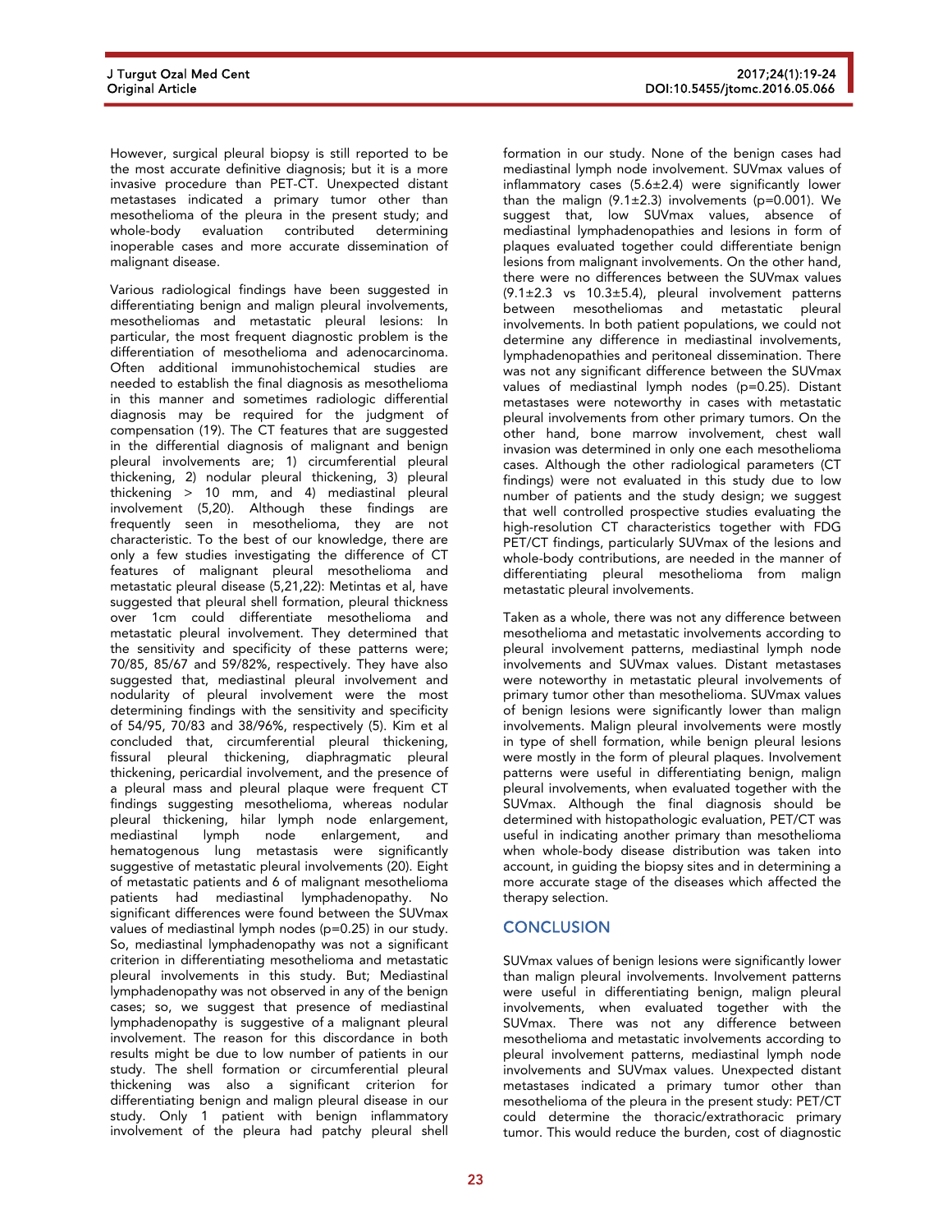However, surgical pleural biopsy is still reported to be the most accurate definitive diagnosis; but it is a more invasive procedure than PET-CT. Unexpected distant metastases indicated a primary tumor other than mesothelioma of the pleura in the present study; and whole-body evaluation contributed determining inoperable cases and more accurate dissemination of malignant disease.

Various radiological findings have been suggested in differentiating benign and malign pleural involvements, mesotheliomas and metastatic pleural lesions: In particular, the most frequent diagnostic problem is the differentiation of mesothelioma and adenocarcinoma. Often additional immunohistochemical studies are needed to establish the final diagnosis as mesothelioma in this manner and sometimes radiologic differential diagnosis may be required for the judgment of compensation (19). The CT features that are suggested in the differential diagnosis of malignant and benign pleural involvements are; 1) circumferential pleural thickening, 2) nodular pleural thickening, 3) pleural thickening > 10 mm, and 4) mediastinal pleural involvement (5,20). Although these findings are frequently seen in mesothelioma, they are not characteristic. To the best of our knowledge, there are only a few studies investigating the difference of CT features of malignant pleural mesothelioma and metastatic pleural disease (5,21,22): Metintas et al, have suggested that pleural shell formation, pleural thickness over 1cm could differentiate mesothelioma and metastatic pleural involvement. They determined that the sensitivity and specificity of these patterns were; 70/85, 85/67 and 59/82%, respectively. They have also suggested that, mediastinal pleural involvement and nodularity of pleural involvement were the most determining findings with the sensitivity and specificity of 54/95, 70/83 and 38/96%, respectively (5). Kim et al concluded that, circumferential pleural thickening, fissural pleural thickening, diaphragmatic pleural thickening, pericardial involvement, and the presence of a pleural mass and pleural plaque were frequent CT findings suggesting mesothelioma, whereas nodular pleural thickening, hilar lymph node enlargement, mediastinal lymph node enlargement, and hematogenous lung metastasis were significantly suggestive of metastatic pleural involvements (20). Eight of metastatic patients and 6 of malignant mesothelioma patients had mediastinal lymphadenopathy. No significant differences were found between the SUVmax values of mediastinal lymph nodes (p=0.25) in our study. So, mediastinal lymphadenopathy was not a significant criterion in differentiating mesothelioma and metastatic pleural involvements in this study. But; Mediastinal lymphadenopathy was not observed in any of the benign cases; so, we suggest that presence of mediastinal lymphadenopathy is suggestive of a malignant pleural involvement. The reason for this discordance in both results might be due to low number of patients in our study. The shell formation or circumferential pleural thickening was also a significant criterion for differentiating benign and malign pleural disease in our study. Only 1 patient with benign inflammatory involvement of the pleura had patchy pleural shell formation in our study. None of the benign cases had mediastinal lymph node involvement. SUVmax values of inflammatory cases (5.6±2.4) were significantly lower than the malign (9.1±2.3) involvements (p=0.001). We suggest that, low SUVmax values, absence of mediastinal lymphadenopathies and lesions in form of plaques evaluated together could differentiate benign lesions from malignant involvements. On the other hand, there were no differences between the SUVmax values (9.1±2.3 vs 10.3±5.4), pleural involvement patterns between mesotheliomas and metastatic pleural involvements. In both patient populations, we could not determine any difference in mediastinal involvements, lymphadenopathies and peritoneal dissemination. There was not any significant difference between the SUVmax values of mediastinal lymph nodes (p=0.25). Distant metastases were noteworthy in cases with metastatic pleural involvements from other primary tumors. On the other hand, bone marrow involvement, chest wall invasion was determined in only one each mesothelioma cases. Although the other radiological parameters (CT findings) were not evaluated in this study due to low number of patients and the study design; we suggest that well controlled prospective studies evaluating the high-resolution CT characteristics together with FDG PET/CT findings, particularly SUVmax of the lesions and whole-body contributions, are needed in the manner of differentiating pleural mesothelioma from malign metastatic pleural involvements.

Taken as a whole, there was not any difference between mesothelioma and metastatic involvements according to pleural involvement patterns, mediastinal lymph node involvements and SUVmax values. Distant metastases were noteworthy in metastatic pleural involvements of primary tumor other than mesothelioma. SUVmax values of benign lesions were significantly lower than malign involvements. Malign pleural involvements were mostly in type of shell formation, while benign pleural lesions were mostly in the form of pleural plaques. Involvement patterns were useful in differentiating benign, malign pleural involvements, when evaluated together with the SUVmax. Although the final diagnosis should be determined with histopathologic evaluation, PET/CT was useful in indicating another primary than mesothelioma when whole-body disease distribution was taken into account, in guiding the biopsy sites and in determining a more accurate stage of the diseases which affected the therapy selection.

## CONCLUSION

SUVmax values of benign lesions were significantly lower than malign pleural involvements. Involvement patterns were useful in differentiating benign, malign pleural involvements, when evaluated together with the SUVmax. There was not any difference between mesothelioma and metastatic involvements according to pleural involvement patterns, mediastinal lymph node involvements and SUVmax values. Unexpected distant metastases indicated a primary tumor other than mesothelioma of the pleura in the present study: PET/CT could determine the thoracic/extrathoracic primary tumor. This would reduce the burden, cost of diagnostic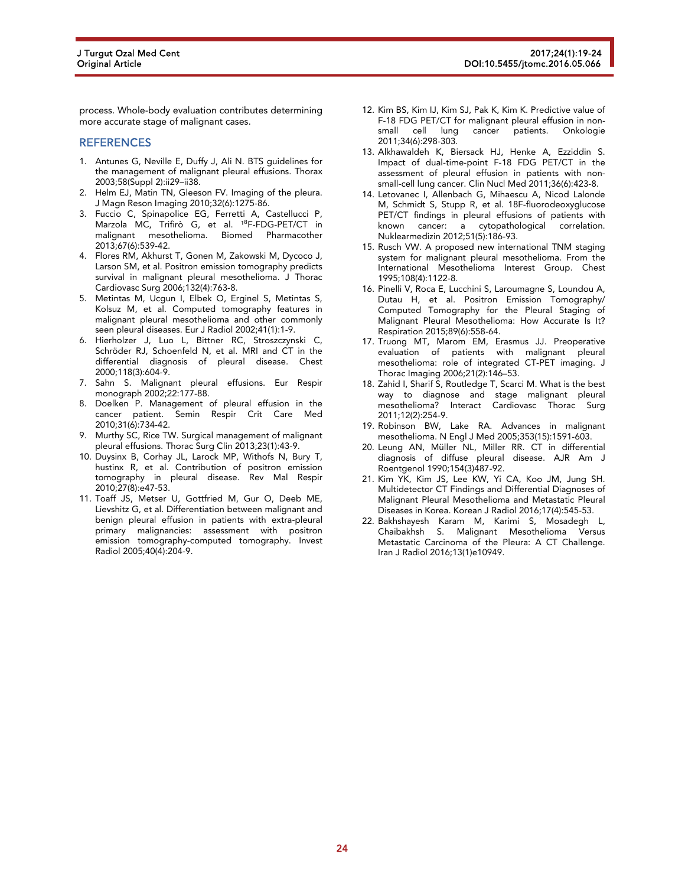process. Whole-body evaluation contributes determining more accurate stage of malignant cases.

## REFERENCES

1. Antunes G, Neville E, Duffy J, Ali N. BTS guidelines for the management of malignant pleural effusions. Thorax 2003;58(Suppl 2):ii29–ii38.
2. Helm EJ, Matin TN, Gleeson FV. Imaging of the pleura. J Magn Reson Imaging 2010;32(6):1275-86.
3. Fuccio C, Spinapolice EG, Ferretti A, Castellucci P, Marzola MC, Trifirò G, et al. $^{18}$F-FDG-PET/CT in malignant mesothelioma. Biomed Pharmacother 2013;67(6):539-42.
4. Flores RM, Akhurst T, Gonen M, Zakowski M, Dycoco J, Larson SM, et al. Positron emission tomography predicts survival in malignant pleural mesothelioma. J Thorac Cardiovasc Surg 2006;132(4):763-8.
5. Metintas M, Ucgun I, Elbek O, Erginel S, Metintas S, Kolsuz M, et al. Computed tomography features in malignant pleural mesothelioma and other commonly seen pleural diseases. Eur J Radiol 2002;41(1):1-9.
6. Hierholzer J, Luo L, Bittner RC, Stroszczynski C, Schröder RJ, Schoenfeld N, et al. MRI and CT in the differential diagnosis of pleural disease. Chest 2000;118(3):604-9.
7. Sahn S. Malignant pleural effusions. Eur Respir monograph 2002;22:177-88.
8. Doelken P. Management of pleural effusion in the cancer patient. Semin Respir Crit Care Med 2010;31(6):734-42.
9. Murthy SC, Rice TW. Surgical management of malignant pleural effusions. Thorac Surg Clin 2013;23(1):43-9.
10. Duysinx B, Corhay JL, Larock MP, Withofs N, Bury T, hustinx R, et al. Contribution of positron emission tomography in pleural disease. Rev Mal Respir 2010;27(8):e47-53.
11. Toaff JS, Metser U, Gottfried M, Gur O, Deeb ME, Lievshitz G, et al. Differentiation between malignant and benign pleural effusion in patients with extra-pleural primary malignancies: assessment with positron emission tomography-computed tomography. Invest Radiol 2005;40(4):204-9.
12. Kim BS, Kim IJ, Kim SJ, Pak K, Kim K. Predictive value of F-18 FDG PET/CT for malignant pleural effusion in non-small cell lung cancer patients. Onkologie 2011;34(6):298-303.
13. Alkhawaldeh K, Biersack HJ, Henke A, Ezziddin S. Impact of dual-time-point F-18 FDG PET/CT in the assessment of pleural effusion in patients with non-small-cell lung cancer. Clin Nucl Med 2011;36(6):423-8.
14. Letovanec I, Allenbach G, Mihaescu A, Nicod Lalonde M, Schmidt S, Stupp R, et al. 18F-fluorodeoxyglucose PET/CT findings in pleural effusions of patients with known cancer: a cytopathological correlation. Nuklearmedizin 2012;51(5):186-93.
15. Rusch VW. A proposed new international TNM staging system for malignant pleural mesothelioma. From the International Mesothelioma Interest Group. Chest 1995;108(4):1122-8.
16. Pinelli V, Roca E, Lucchini S, Laroumagne S, Loundou A, Dutau H, et al. Positron Emission Tomography/ Computed Tomography for the Pleural Staging of Malignant Pleural Mesothelioma: How Accurate Is It? Respiration 2015;89(6):558-64.
17. Truong MT, Marom EM, Erasmus JJ. Preoperative evaluation of patients with malignant pleural mesothelioma: role of integrated CT-PET imaging. J Thorac Imaging 2006;21(2):146–53.
18. Zahid I, Sharif S, Routledge T, Scarci M. What is the best way to diagnose and stage malignant pleural mesothelioma? Interact Cardiovasc Thorac Surg 2011;12(2):254-9.
19. Robinson BW, Lake RA. Advances in malignant mesothelioma. N Engl J Med 2005;353(15):1591-603.
20. Leung AN, Müller NL, Miller RR. CT in differential diagnosis of diffuse pleural disease. AJR Am J Roentgenol 1990;154(3)487-92.
21. Kim YK, Kim JS, Lee KW, Yi CA, Koo JM, Jung SH. Multidetector CT Findings and Differential Diagnoses of Malignant Pleural Mesothelioma and Metastatic Pleural Diseases in Korea. Korean J Radiol 2016;17(4):545-53.
22. Bakhshayesh Karam M, Karimi S, Mosadegh L, Chaibakhsh S. Malignant Mesothelioma Versus Metastatic Carcinoma of the Pleura: A CT Challenge. Iran J Radiol 2016;13(1)e10949.